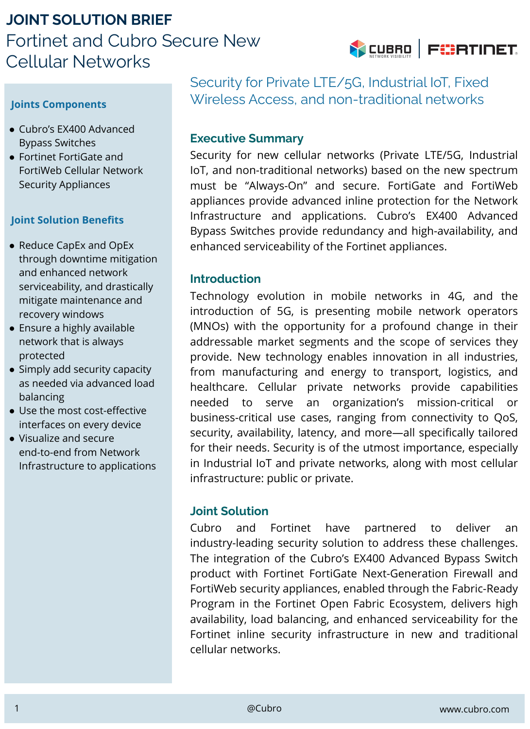# JOINT SOLUTION BRIEF

## Fortinet and Cubro Secure New Cellular Networks

### Security for Private LTE/5G, Industrial IoT, Fixed Wireless Access, and non-traditional networks

### Joints Components

- Cubro's EX400 Advanced Bypass Switches
- Fortinet FortiGate and FortiWeb Cellular Network Security Appliances

### Joint Solution Benefits

- Reduce CapEx and OpEx through downtime mitigation and enhanced network serviceability, and drastically mitigate maintenance and recovery windows
- Ensure a highly available network that is always protected
- Simply add security capacity as needed via advanced load balancing
- Use the most cost-effective interfaces on every device
- Visualize and secure end-to-end from Network Infrastructure to applications

### Executive Summary

Security for new cellular networks (Private LTE/5G, Industrial IoT, and non-traditional networks) based on the new spectrum must be "Always-On" and secure. FortiGate and FortiWeb appliances provide advanced inline protection for the Network Infrastructure and applications. Cubro's EX400 Advanced Bypass Switches provide redundancy and high-availability, and enhanced serviceability of the Fortinet appliances.

### Introduction

Technology evolution in mobile networks in 4G, and the introduction of 5G, is presenting mobile network operators (MNOs) with the opportunity for a profound change in their addressable market segments and the scope of services they provide. New technology enables innovation in all industries, from manufacturing and energy to transport, logistics, and healthcare. Cellular private networks provide capabilities needed to serve an organization's mission-critical or business-critical use cases, ranging from connectivity to QoS, security, availability, latency, and more—all specifically tailored for their needs. Security is of the utmost importance, especially in Industrial IoT and private networks, along with most cellular infrastructure: public or private.

### Joint Solution

Cubro and Fortinet have partnered to deliver an industry-leading security solution to address these challenges. The integration of the Cubro's EX400 Advanced Bypass Switch product with Fortinet FortiGate Next-Generation Firewall and FortiWeb security appliances, enabled through the Fabric-Ready Program in the Fortinet Open Fabric Ecosystem, delivers high availability, load balancing, and enhanced serviceability for the Fortinet inline security infrastructure in new and traditional cellular networks.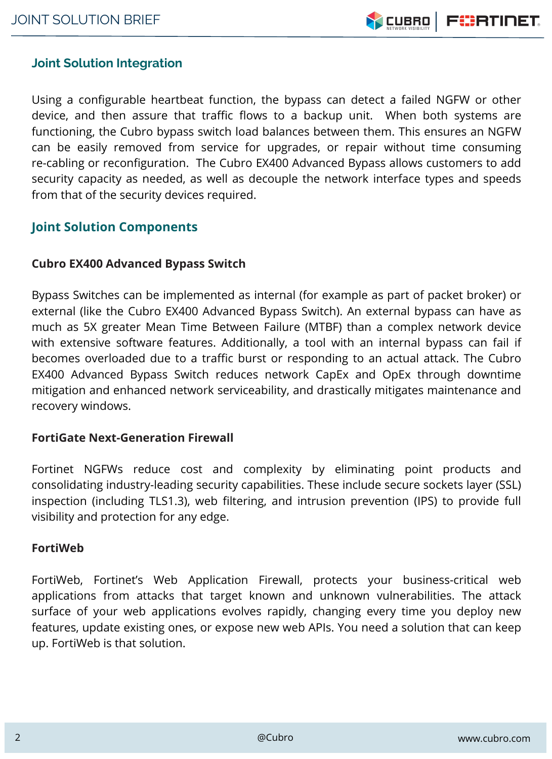## Joint Solution Integration

Using a configurable heartbeat function, the bypass can detect a failed NGFW or other device, and then assure that traffic flows to a backup unit. When both systems are functioning, the Cubro bypass switch load balances between them. This ensures an NGFW can be easily removed from service for upgrades, or repair without time consuming re-cabling or reconfiguration. The Cubro EX400 Advanced Bypass allows customers to add security capacity as needed, as well as decouple the network interface types and speeds from that of the security devices required.

## Joint Solution Components

### Cubro EX400 Advanced Bypass Switch

Bypass Switches can be implemented as internal (for example as part of packet broker) or external (like the Cubro EX400 Advanced Bypass Switch). An external bypass can have as much as 5X greater Mean Time Between Failure (MTBF) than a complex network device with extensive software features. Additionally, a tool with an internal bypass can fail if becomes overloaded due to a traffic burst or responding to an actual attack. The Cubro EX400 Advanced Bypass Switch reduces network CapEx and OpEx through downtime mitigation and enhanced network serviceability, and drastically mitigates maintenance and recovery windows.

### FortiGate Next-Generation Firewall

Fortinet NGFWs reduce cost and complexity by eliminating point products and consolidating industry-leading security capabilities. These include secure sockets layer (SSL) inspection (including TLS1.3), web filtering, and intrusion prevention (IPS) to provide full visibility and protection for any edge.

### FortiWeb

FortiWeb, Fortinet's Web Application Firewall, protects your business-critical web applications from attacks that target known and unknown vulnerabilities. The attack surface of your web applications evolves rapidly, changing every time you deploy new features, update existing ones, or expose new web APIs. You need a solution that can keep up. FortiWeb is that solution.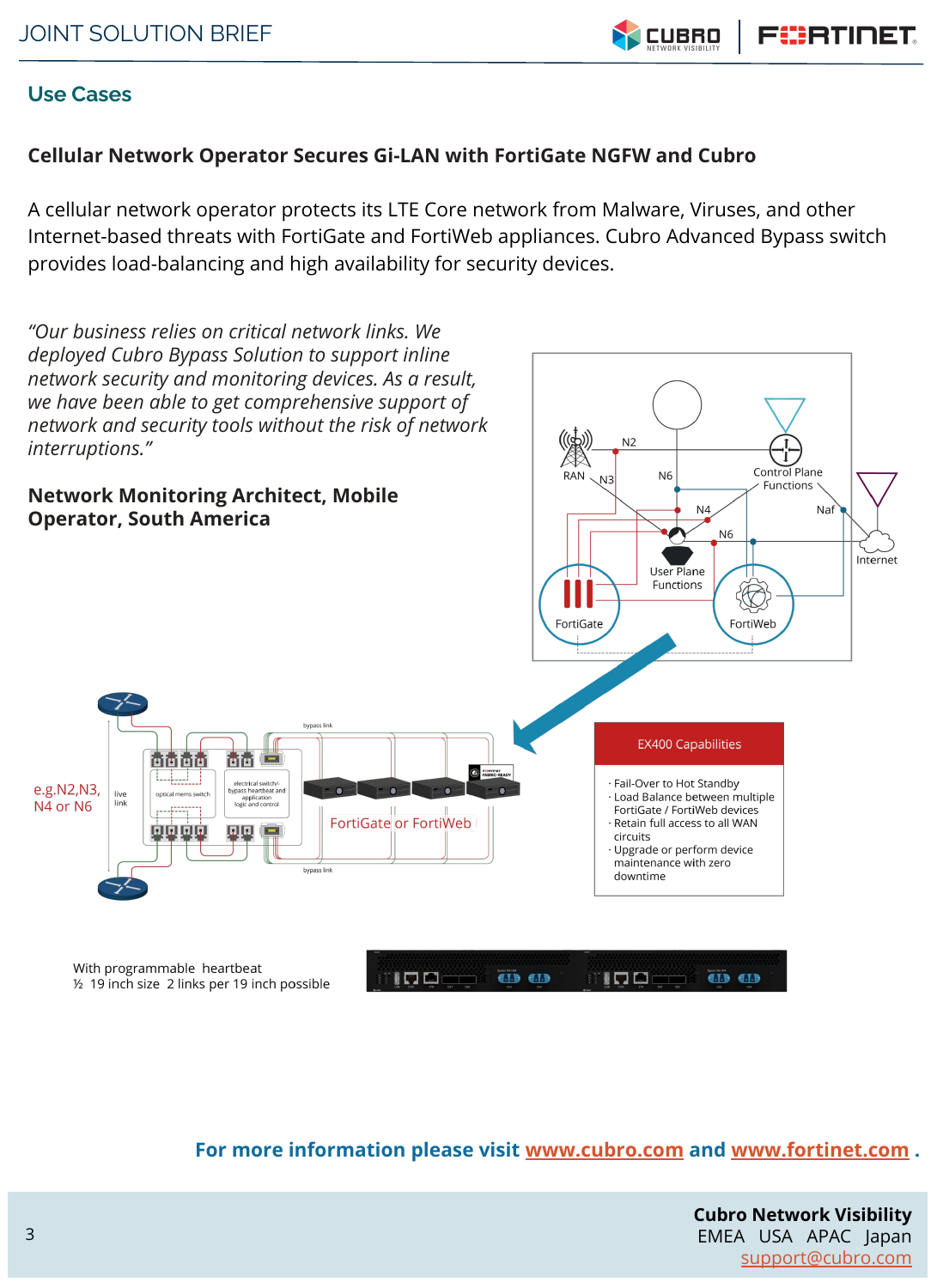## Use Cases

### Cellular Network Operator Secures Gi-LAN with FortiGate NGFW and Cubro

A cellular network operator protects its LTE Core network from Malware, Viruses, and other Internet-based threats with FortiGate and FortiWeb appliances. Cubro Advanced Bypass switch provides load-balancing and high availability for security devices.

*"Our business relies on critical network links. We deployed Cubro Bypass Solution to support inline network security and monitoring devices. As a result, we have been able to get comprehensive support of network and security tools without the risk of network interruptions."*

**Network Monitoring Architect, Mobile Operator, South America**

RAN
N2
N3
N6
Control Plane Functions
N4
N6
Naf
Internet
User Plane Functions
FortiGate
FortiWeb

e.g.N2,N3, N4 or N6
live link
bypass link
optical mems switch
electrical switch/-bypass heartbeat and application logic and control
FortiGate or FortiWeb

EX400 Capabilities

- Fail-Over to Hot Standby
- Load Balance between multiple FortiGate / FortiWeb devices
- Retain full access to all WAN circuits
- Upgrade or perform device maintenance with zero downtime

With programmable heartbeat
½ 19 inch size 2 links per 19 inch possible

**For more information please visit www.cubro.com and www.fortinet.com .**

**Cubro Network Visibility**
EMEA USA APAC Japan
support@cubro.com